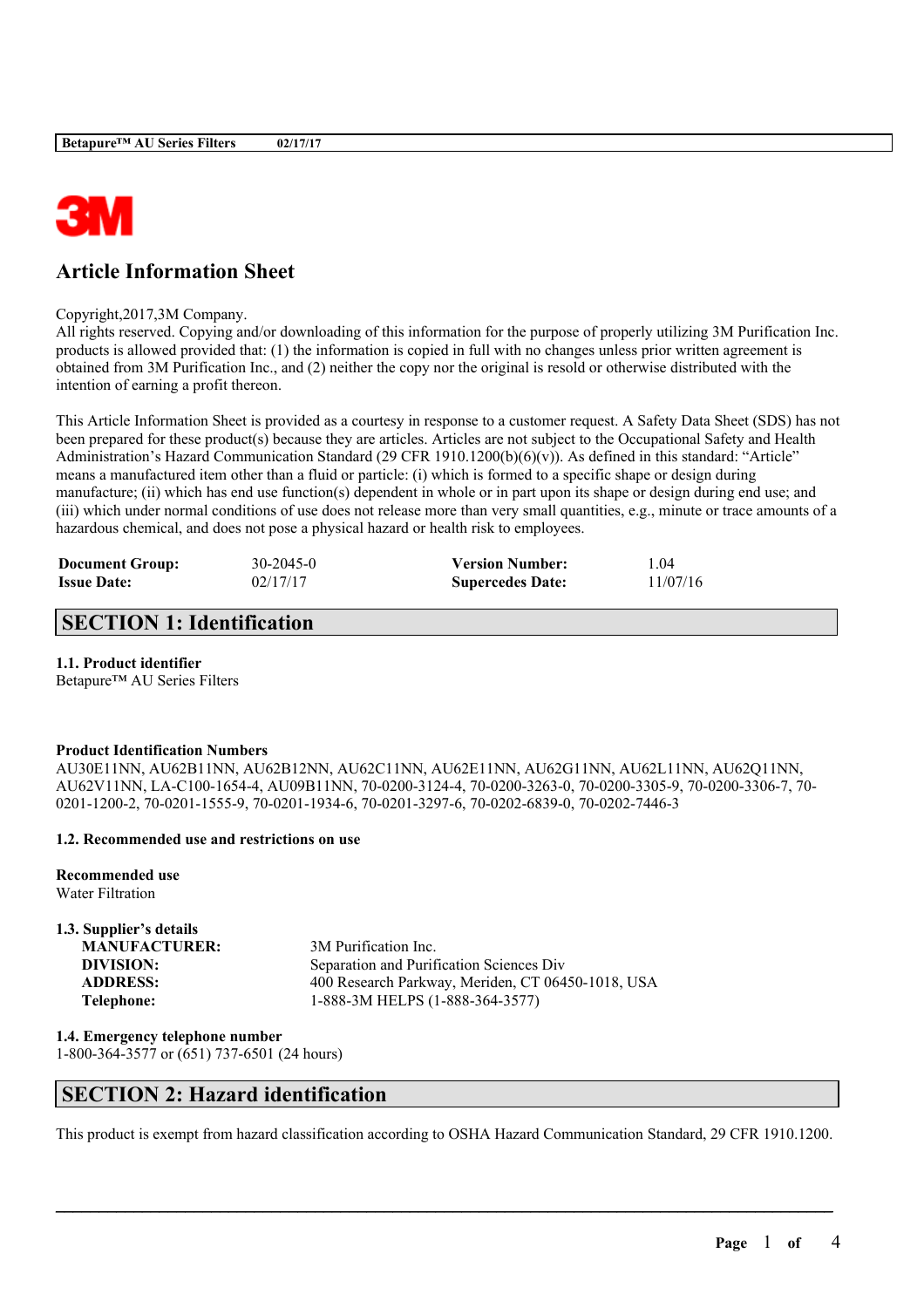# Article Information Sheet

Copyright,2017,3M Company.
All rights reserved. Copying and/or downloading of this information for the purpose of properly utilizing 3M Purification Inc. products is allowed provided that: (1) the information is copied in full with no changes unless prior written agreement is obtained from 3M Purification Inc., and (2) neither the copy nor the original is resold or otherwise distributed with the intention of earning a profit thereon.

This Article Information Sheet is provided as a courtesy in response to a customer request. A Safety Data Sheet (SDS) has not been prepared for these product(s) because they are articles. Articles are not subject to the Occupational Safety and Health Administration's Hazard Communication Standard (29 CFR 1910.1200(b)(6)(v)). As defined in this standard: "Article" means a manufactured item other than a fluid or particle: (i) which is formed to a specific shape or design during manufacture; (ii) which has end use function(s) dependent in whole or in part upon its shape or design during end use; and (iii) which under normal conditions of use does not release more than very small quantities, e.g., minute or trace amounts of a hazardous chemical, and does not pose a physical hazard or health risk to employees.

| | | | |
|---|---|---|---|
| **Document Group:** | 30-2045-0 | **Version Number:** | 1.04 |
| **Issue Date:** | 02/17/17 | **Supercedes Date:** | 11/07/16 |

## SECTION 1: Identification

**1.1. Product identifier**
Betapure™ AU Series Filters

**Product Identification Numbers**
AU30E11NN, AU62B11NN, AU62B12NN, AU62C11NN, AU62E11NN, AU62G11NN, AU62L11NN, AU62Q11NN, AU62V11NN, LA-C100-1654-4, AU09B11NN, 70-0200-3124-4, 70-0200-3263-0, 70-0200-3305-9, 70-0200-3306-7, 70-0201-1200-2, 70-0201-1555-9, 70-0201-1934-6, 70-0201-3297-6, 70-0202-6839-0, 70-0202-7446-3

**1.2. Recommended use and restrictions on use**

**Recommended use**
Water Filtration

**1.3. Supplier's details**

| | |
|---|---|
| **MANUFACTURER:** | 3M Purification Inc. |
| **DIVISION:** | Separation and Purification Sciences Div |
| **ADDRESS:** | 400 Research Parkway, Meriden, CT 06450-1018, USA |
| **Telephone:** | 1-888-3M HELPS (1-888-364-3577) |

**1.4. Emergency telephone number**
1-800-364-3577 or (651) 737-6501 (24 hours)

## SECTION 2: Hazard identification

This product is exempt from hazard classification according to OSHA Hazard Communication Standard, 29 CFR 1910.1200.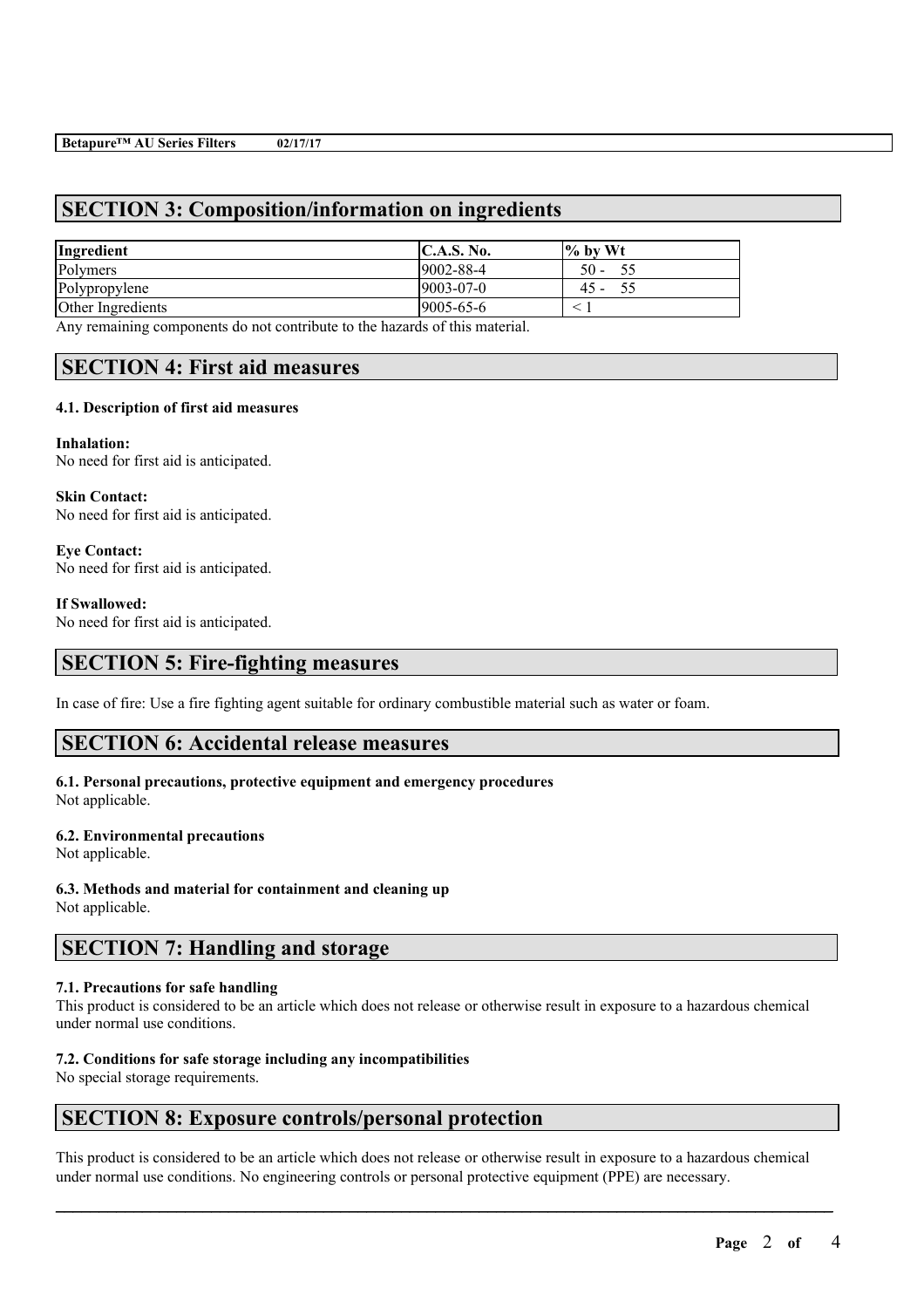## SECTION 3: Composition/information on ingredients

| Ingredient | C.A.S. No. | % by Wt |
|---|---|---|
| Polymers | 9002-88-4 | 50 - 55 |
| Polypropylene | 9003-07-0 | 45 - 55 |
| Other Ingredients | 9005-65-6 | < 1 |

Any remaining components do not contribute to the hazards of this material.

## SECTION 4: First aid measures

### 4.1. Description of first aid measures

**Inhalation:**
No need for first aid is anticipated.

**Skin Contact:**
No need for first aid is anticipated.

**Eye Contact:**
No need for first aid is anticipated.

**If Swallowed:**
No need for first aid is anticipated.

## SECTION 5: Fire-fighting measures

In case of fire: Use a fire fighting agent suitable for ordinary combustible material such as water or foam.

## SECTION 6: Accidental release measures

### 6.1. Personal precautions, protective equipment and emergency procedures
Not applicable.

### 6.2. Environmental precautions
Not applicable.

### 6.3. Methods and material for containment and cleaning up
Not applicable.

## SECTION 7: Handling and storage

### 7.1. Precautions for safe handling
This product is considered to be an article which does not release or otherwise result in exposure to a hazardous chemical under normal use conditions.

### 7.2. Conditions for safe storage including any incompatibilities
No special storage requirements.

## SECTION 8: Exposure controls/personal protection

This product is considered to be an article which does not release or otherwise result in exposure to a hazardous chemical under normal use conditions. No engineering controls or personal protective equipment (PPE) are necessary.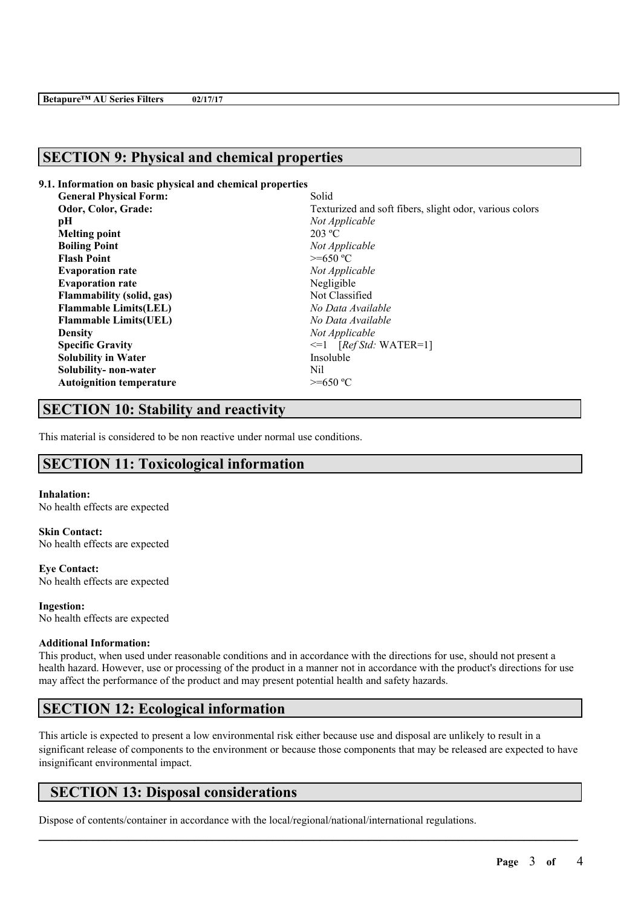## SECTION 9: Physical and chemical properties

**9.1. Information on basic physical and chemical properties**

| | |
|---|---|
| **General Physical Form:** | Solid |
| **Odor, Color, Grade:** | Texturized and soft fibers, slight odor, various colors |
| **pH** | *Not Applicable* |
| **Melting point** | 203 ºC |
| **Boiling Point** | *Not Applicable* |
| **Flash Point** | >=650 ºC |
| **Evaporation rate** | *Not Applicable* |
| **Evaporation rate** | Negligible |
| **Flammability (solid, gas)** | Not Classified |
| **Flammable Limits(LEL)** | *No Data Available* |
| **Flammable Limits(UEL)** | *No Data Available* |
| **Density** | *Not Applicable* |
| **Specific Gravity** | <=1 [*Ref Std:* WATER=1] |
| **Solubility in Water** | Insoluble |
| **Solubility- non-water** | Nil |
| **Autoignition temperature** | >=650 ºC |

## SECTION 10: Stability and reactivity

This material is considered to be non reactive under normal use conditions.

## SECTION 11: Toxicological information

**Inhalation:**
No health effects are expected

**Skin Contact:**
No health effects are expected

**Eye Contact:**
No health effects are expected

**Ingestion:**
No health effects are expected

**Additional Information:**
This product, when used under reasonable conditions and in accordance with the directions for use, should not present a health hazard. However, use or processing of the product in a manner not in accordance with the product's directions for use may affect the performance of the product and may present potential health and safety hazards.

## SECTION 12: Ecological information

This article is expected to present a low environmental risk either because use and disposal are unlikely to result in a significant release of components to the environment or because those components that may be released are expected to have insignificant environmental impact.

## SECTION 13: Disposal considerations

Dispose of contents/container in accordance with the local/regional/national/international regulations.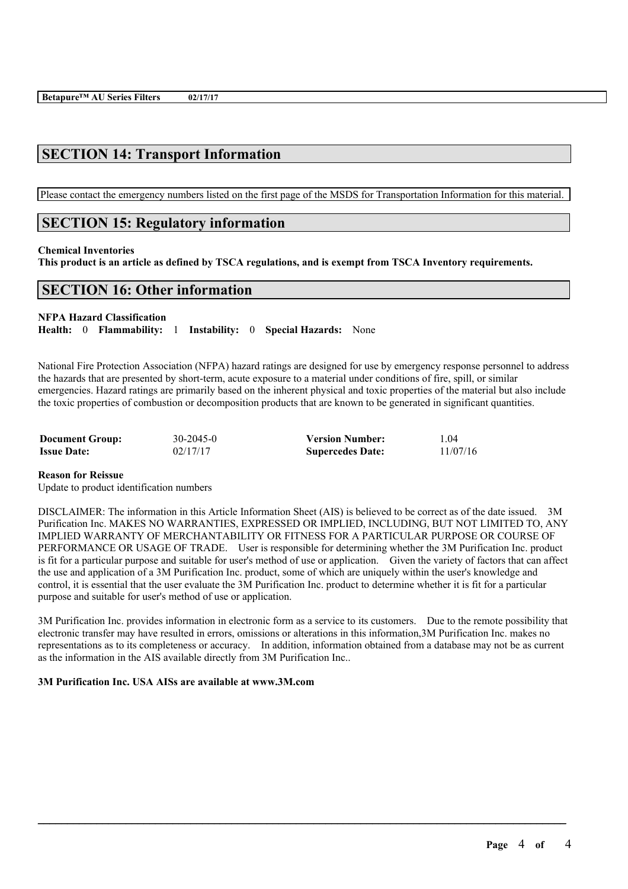## SECTION 14: Transport Information

Please contact the emergency numbers listed on the first page of the MSDS for Transportation Information for this material.

## SECTION 15: Regulatory information

**Chemical Inventories**

**This product is an article as defined by TSCA regulations, and is exempt from TSCA Inventory requirements.**

## SECTION 16: Other information

**NFPA Hazard Classification**

**Health:** 0 **Flammability:** 1 **Instability:** 0 **Special Hazards:** None

National Fire Protection Association (NFPA) hazard ratings are designed for use by emergency response personnel to address the hazards that are presented by short-term, acute exposure to a material under conditions of fire, spill, or similar emergencies. Hazard ratings are primarily based on the inherent physical and toxic properties of the material but also include the toxic properties of combustion or decomposition products that are known to be generated in significant quantities.

| | | | |
|---|---|---|---|
| **Document Group:** | 30-2045-0 | **Version Number:** | 1.04 |
| **Issue Date:** | 02/17/17 | **Supercedes Date:** | 11/07/16 |

**Reason for Reissue**

Update to product identification numbers

DISCLAIMER: The information in this Article Information Sheet (AIS) is believed to be correct as of the date issued. 3M Purification Inc. MAKES NO WARRANTIES, EXPRESSED OR IMPLIED, INCLUDING, BUT NOT LIMITED TO, ANY IMPLIED WARRANTY OF MERCHANTABILITY OR FITNESS FOR A PARTICULAR PURPOSE OR COURSE OF PERFORMANCE OR USAGE OF TRADE. User is responsible for determining whether the 3M Purification Inc. product is fit for a particular purpose and suitable for user's method of use or application. Given the variety of factors that can affect the use and application of a 3M Purification Inc. product, some of which are uniquely within the user's knowledge and control, it is essential that the user evaluate the 3M Purification Inc. product to determine whether it is fit for a particular purpose and suitable for user's method of use or application.

3M Purification Inc. provides information in electronic form as a service to its customers. Due to the remote possibility that electronic transfer may have resulted in errors, omissions or alterations in this information,3M Purification Inc. makes no representations as to its completeness or accuracy. In addition, information obtained from a database may not be as current as the information in the AIS available directly from 3M Purification Inc..

**3M Purification Inc. USA AISs are available at www.3M.com**